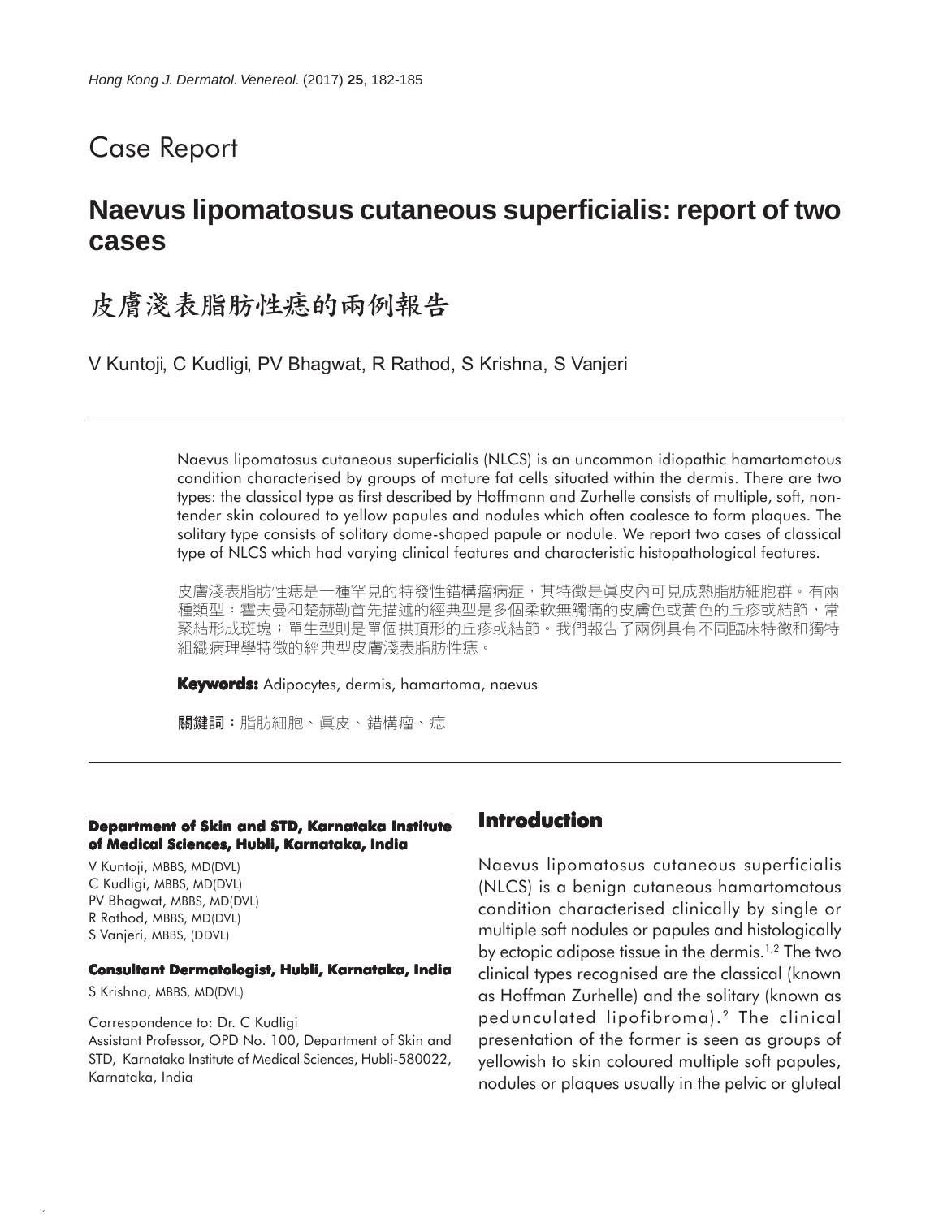# Case Report

## Naevus lipomatosus cutaneous superficialis: report of two cases

## 皮膚淺表脂肪性痣的兩例報告

V Kuntoji, C Kudligi, PV Bhagwat, R Rathod, S Krishna, S Vanjeri

Naevus lipomatosus cutaneous superficialis (NLCS) is an uncommon idiopathic hamartomatous condition characterised by groups of mature fat cells situated within the dermis. There are two types: the classical type as first described by Hoffmann and Zurhelle consists of multiple, soft, non-tender skin coloured to yellow papules and nodules which often coalesce to form plaques. The solitary type consists of solitary dome-shaped papule or nodule. We report two cases of classical type of NLCS which had varying clinical features and characteristic histopathological features.

皮膚淺表脂肪性痣是一種罕見的特發性錯構瘤病症，其特徵是真皮內可見成熟脂肪細胞群。有兩種類型：霍夫曼和楚赫勒首先描述的經典型是多個柔軟無觸痛的皮膚色或黃色的丘疹或結節，常聚結形成斑塊；單生型則是單個拱頂形的丘疹或結節。我們報告了兩例具有不同臨床特徵和獨特組織病理學特徵的經典型皮膚淺表脂肪性痣。

**Keywords:** Adipocytes, dermis, hamartoma, naevus

**關鍵詞**：脂肪細胞、真皮、錯構瘤、痣

**Department of Skin and STD, Karnataka Institute of Medical Sciences, Hubli, Karnataka, India**

V Kuntoji, MBBS, MD(DVL)
C Kudligi, MBBS, MD(DVL)
PV Bhagwat, MBBS, MD(DVL)
R Rathod, MBBS, MD(DVL)
S Vanjeri, MBBS, (DDVL)

**Consultant Dermatologist, Hubli, Karnataka, India**

S Krishna, MBBS, MD(DVL)

Correspondence to: Dr. C Kudligi
Assistant Professor, OPD No. 100, Department of Skin and STD, Karnataka Institute of Medical Sciences, Hubli-580022, Karnataka, India

## Introduction

Naevus lipomatosus cutaneous superficialis (NLCS) is a benign cutaneous hamartomatous condition characterised clinically by single or multiple soft nodules or papules and histologically by ectopic adipose tissue in the dermis.[1,2] The two clinical types recognised are the classical (known as Hoffman Zurhelle) and the solitary (known as pedunculated lipofibroma).[2] The clinical presentation of the former is seen as groups of yellowish to skin coloured multiple soft papules, nodules or plaques usually in the pelvic or gluteal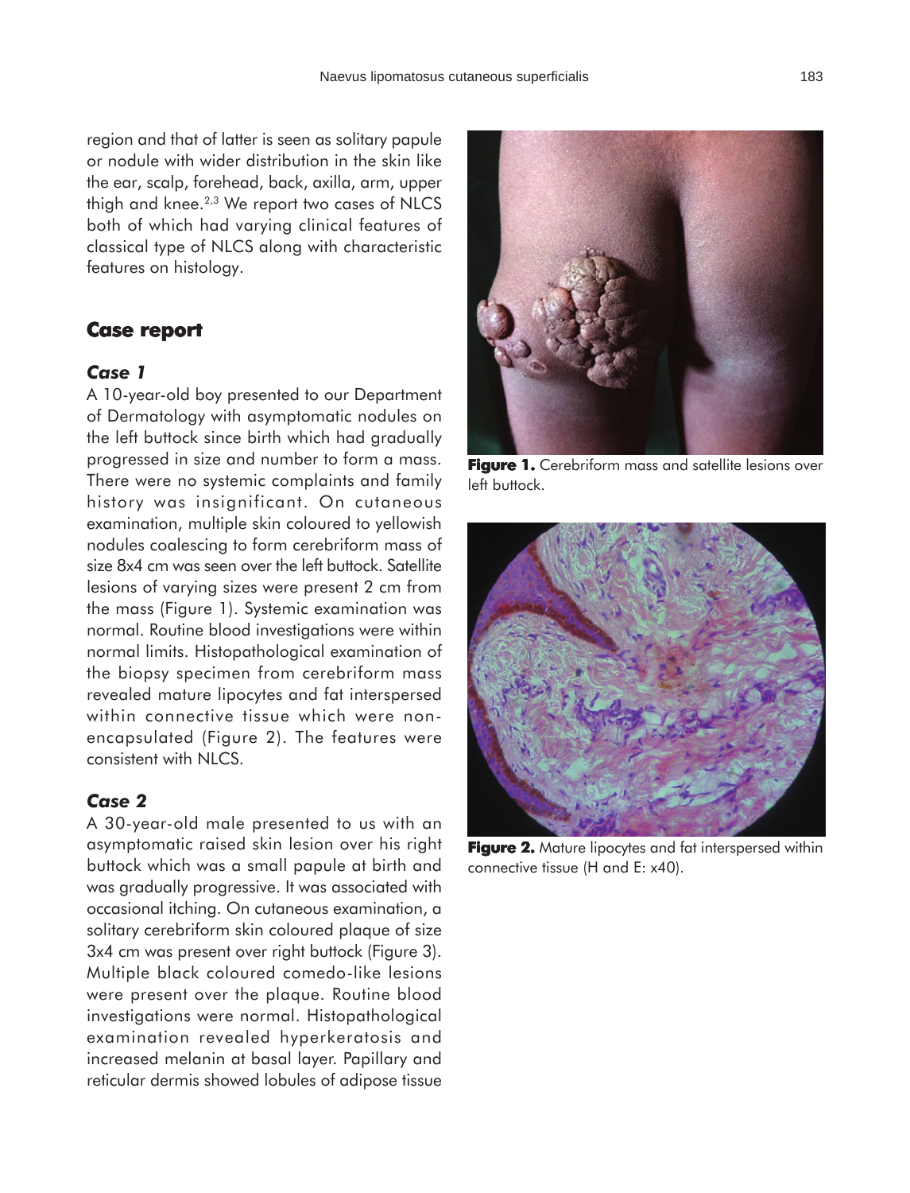region and that of latter is seen as solitary papule or nodule with wider distribution in the skin like the ear, scalp, forehead, back, axilla, arm, upper thigh and knee.[2,3] We report two cases of NLCS both of which had varying clinical features of classical type of NLCS along with characteristic features on histology.

## Case report

### *Case 1*

A 10-year-old boy presented to our Department of Dermatology with asymptomatic nodules on the left buttock since birth which had gradually progressed in size and number to form a mass. There were no systemic complaints and family history was insignificant. On cutaneous examination, multiple skin coloured to yellowish nodules coalescing to form cerebriform mass of size 8x4 cm was seen over the left buttock. Satellite lesions of varying sizes were present 2 cm from the mass (Figure 1). Systemic examination was normal. Routine blood investigations were within normal limits. Histopathological examination of the biopsy specimen from cerebriform mass revealed mature lipocytes and fat interspersed within connective tissue which were non-encapsulated (Figure 2). The features were consistent with NLCS.

**Figure 1.** Cerebriform mass and satellite lesions over left buttock.

**Figure 2.** Mature lipocytes and fat interspersed within connective tissue (H and E: x40).

### *Case 2*

A 30-year-old male presented to us with an asymptomatic raised skin lesion over his right buttock which was a small papule at birth and was gradually progressive. It was associated with occasional itching. On cutaneous examination, a solitary cerebriform skin coloured plaque of size 3x4 cm was present over right buttock (Figure 3). Multiple black coloured comedo-like lesions were present over the plaque. Routine blood investigations were normal. Histopathological examination revealed hyperkeratosis and increased melanin at basal layer. Papillary and reticular dermis showed lobules of adipose tissue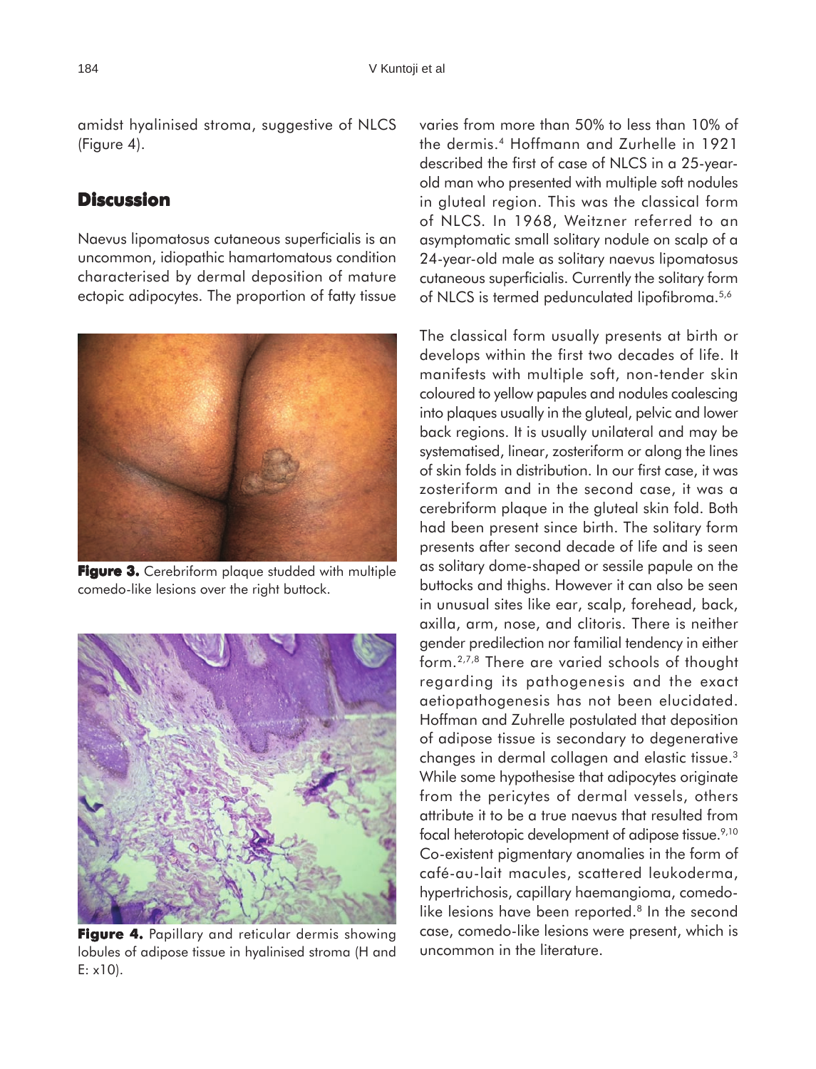amidst hyalinised stroma, suggestive of NLCS (Figure 4).

## Discussion

Naevus lipomatosus cutaneous superficialis is an uncommon, idiopathic hamartomatous condition characterised by dermal deposition of mature ectopic adipocytes. The proportion of fatty tissue varies from more than 50% to less than 10% of the dermis.[4] Hoffmann and Zurhelle in 1921 described the first of case of NLCS in a 25-year-old man who presented with multiple soft nodules in gluteal region. This was the classical form of NLCS. In 1968, Weitzner referred to an asymptomatic small solitary nodule on scalp of a 24-year-old male as solitary naevus lipomatosus cutaneous superficialis. Currently the solitary form of NLCS is termed pedunculated lipofibroma.[5,6]

**Figure 3.** Cerebriform plaque studded with multiple comedo-like lesions over the right buttock.

**Figure 4.** Papillary and reticular dermis showing lobules of adipose tissue in hyalinised stroma (H and E: x10).

The classical form usually presents at birth or develops within the first two decades of life. It manifests with multiple soft, non-tender skin coloured to yellow papules and nodules coalescing into plaques usually in the gluteal, pelvic and lower back regions. It is usually unilateral and may be systematised, linear, zosteriform or along the lines of skin folds in distribution. In our first case, it was zosteriform and in the second case, it was a cerebriform plaque in the gluteal skin fold. Both had been present since birth. The solitary form presents after second decade of life and is seen as solitary dome-shaped or sessile papule on the buttocks and thighs. However it can also be seen in unusual sites like ear, scalp, forehead, back, axilla, arm, nose, and clitoris. There is neither gender predilection nor familial tendency in either form.[2,7,8] There are varied schools of thought regarding its pathogenesis and the exact aetiopathogenesis has not been elucidated. Hoffman and Zuhrelle postulated that deposition of adipose tissue is secondary to degenerative changes in dermal collagen and elastic tissue.[3] While some hypothesise that adipocytes originate from the pericytes of dermal vessels, others attribute it to be a true naevus that resulted from focal heterotopic development of adipose tissue.[9,10] Co-existent pigmentary anomalies in the form of café-au-lait macules, scattered leukoderma, hypertrichosis, capillary haemangioma, comedo-like lesions have been reported.[8] In the second case, comedo-like lesions were present, which is uncommon in the literature.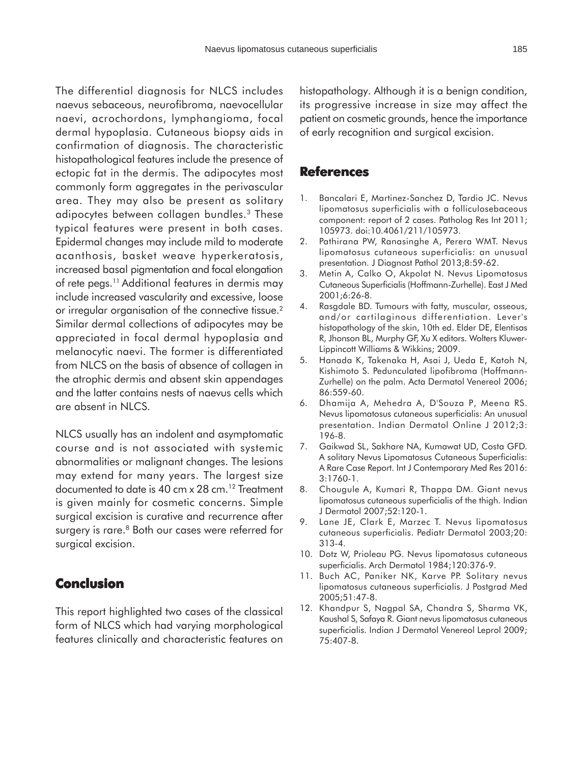The differential diagnosis for NLCS includes naevus sebaceous, neurofibroma, naevocellular naevi, acrochordons, lymphangioma, focal dermal hypoplasia. Cutaneous biopsy aids in confirmation of diagnosis. The characteristic histopathological features include the presence of ectopic fat in the dermis. The adipocytes most commonly form aggregates in the perivascular area. They may also be present as solitary adipocytes between collagen bundles.[3] These typical features were present in both cases. Epidermal changes may include mild to moderate acanthosis, basket weave hyperkeratosis, increased basal pigmentation and focal elongation of rete pegs.[11] Additional features in dermis may include increased vascularity and excessive, loose or irregular organisation of the connective tissue.[2] Similar dermal collections of adipocytes may be appreciated in focal dermal hypoplasia and melanocytic naevi. The former is differentiated from NLCS on the basis of absence of collagen in the atrophic dermis and absent skin appendages and the latter contains nests of naevus cells which are absent in NLCS.

NLCS usually has an indolent and asymptomatic course and is not associated with systemic abnormalities or malignant changes. The lesions may extend for many years. The largest size documented to date is 40 cm x 28 cm.[12] Treatment is given mainly for cosmetic concerns. Simple surgical excision is curative and recurrence after surgery is rare.[8] Both our cases were referred for surgical excision.

## Conclusion

This report highlighted two cases of the classical form of NLCS which had varying morphological features clinically and characteristic features on histopathology. Although it is a benign condition, its progressive increase in size may affect the patient on cosmetic grounds, hence the importance of early recognition and surgical excision.

## References

1. Bancalari E, Martinez-Sanchez D, Tardio JC. Nevus lipomatosus superficialis with a folliculosebaceous component: report of 2 cases. Patholog Res Int 2011; 105973. doi:10.4061/211/105973.
2. Pathirana PW, Ranasinghe A, Perera WMT. Nevus lipomatosus cutaneous superficialis: an unusual presentation. J Diagnost Pathol 2013;8:59-62.
3. Metin A, Calko O, Akpolat N. Nevus Lipomatosus Cutaneous Superficialis (Hoffmann-Zurhelle). East J Med 2001;6:26-8.
4. Rasgdale BD. Tumours with fatty, muscular, osseous, and/or cartilaginous differentiation. Lever's histopathology of the skin, 10th ed. Elder DE, Elentisas R, Jhonson BL, Murphy GF, Xu X editors. Wolters Kluwer-Lippincott Williams & Wikkins; 2009.
5. Hanada K, Takenaka H, Asai J, Ueda E, Katoh N, Kishimoto S. Pedunculated lipofibroma (Hoffmann-Zurhelle) on the palm. Acta Dermatol Venereol 2006; 86:559-60.
6. Dhamija A, Mehedra A, D'Souza P, Meena RS. Nevus lipomatosus cutaneous superficialis: An unusual presentation. Indian Dermatol Online J 2012;3: 196-8.
7. Gaikwad SL, Sakhare NA, Kumawat UD, Costa GFD. A solitary Nevus Lipomatosus Cutaneous Superficialis: A Rare Case Report. Int J Contemporary Med Res 2016: 3:1760-1.
8. Chougule A, Kumari R, Thappa DM. Giant nevus lipomatosus cutaneous superficialis of the thigh. Indian J Dermatol 2007;52:120-1.
9. Lane JE, Clark E, Marzec T. Nevus lipomatosus cutaneous superficialis. Pediatr Dermatol 2003;20: 313-4.
10. Dotz W, Prioleau PG. Nevus lipomatosus cutaneous superficialis. Arch Dermatol 1984;120:376-9.
11. Buch AC, Paniker NK, Karve PP. Solitary nevus lipomatosus cutaneous superficialis. J Postgrad Med 2005;51:47-8.
12. Khandpur S, Nagpal SA, Chandra S, Sharma VK, Kaushal S, Safaya R. Giant nevus lipomatosus cutaneous superficialis. Indian J Dermatol Venereol Leprol 2009; 75:407-8.